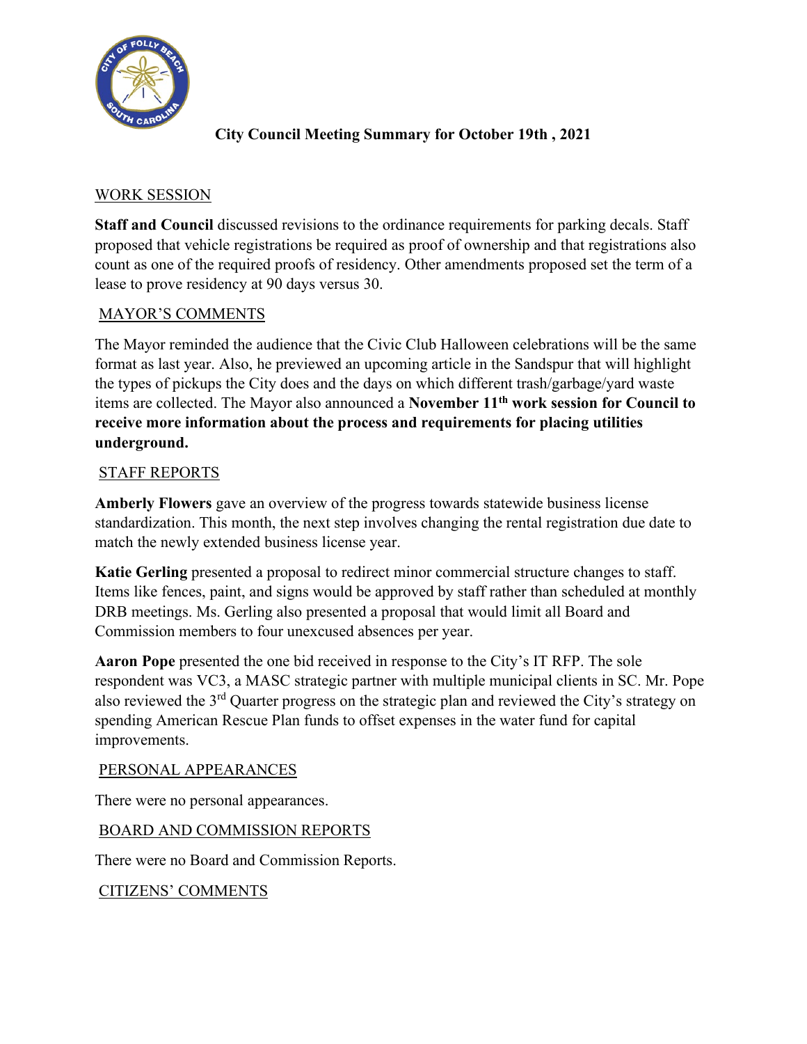# City Council Meeting Summary for October 19th , 2021

## WORK SESSION

**Staff and Council** discussed revisions to the ordinance requirements for parking decals. Staff proposed that vehicle registrations be required as proof of ownership and that registrations also count as one of the required proofs of residency. Other amendments proposed set the term of a lease to prove residency at 90 days versus 30.

## MAYOR'S COMMENTS

The Mayor reminded the audience that the Civic Club Halloween celebrations will be the same format as last year. Also, he previewed an upcoming article in the Sandspur that will highlight the types of pickups the City does and the days on which different trash/garbage/yard waste items are collected. The Mayor also announced a **November 11th work session for Council to receive more information about the process and requirements for placing utilities underground.**

## STAFF REPORTS

**Amberly Flowers** gave an overview of the progress towards statewide business license standardization. This month, the next step involves changing the rental registration due date to match the newly extended business license year.

**Katie Gerling** presented a proposal to redirect minor commercial structure changes to staff. Items like fences, paint, and signs would be approved by staff rather than scheduled at monthly DRB meetings. Ms. Gerling also presented a proposal that would limit all Board and Commission members to four unexcused absences per year.

**Aaron Pope** presented the one bid received in response to the City's IT RFP. The sole respondent was VC3, a MASC strategic partner with multiple municipal clients in SC. Mr. Pope also reviewed the 3rd Quarter progress on the strategic plan and reviewed the City's strategy on spending American Rescue Plan funds to offset expenses in the water fund for capital improvements.

## PERSONAL APPEARANCES

There were no personal appearances.

## BOARD AND COMMISSION REPORTS

There were no Board and Commission Reports.

## CITIZENS' COMMENTS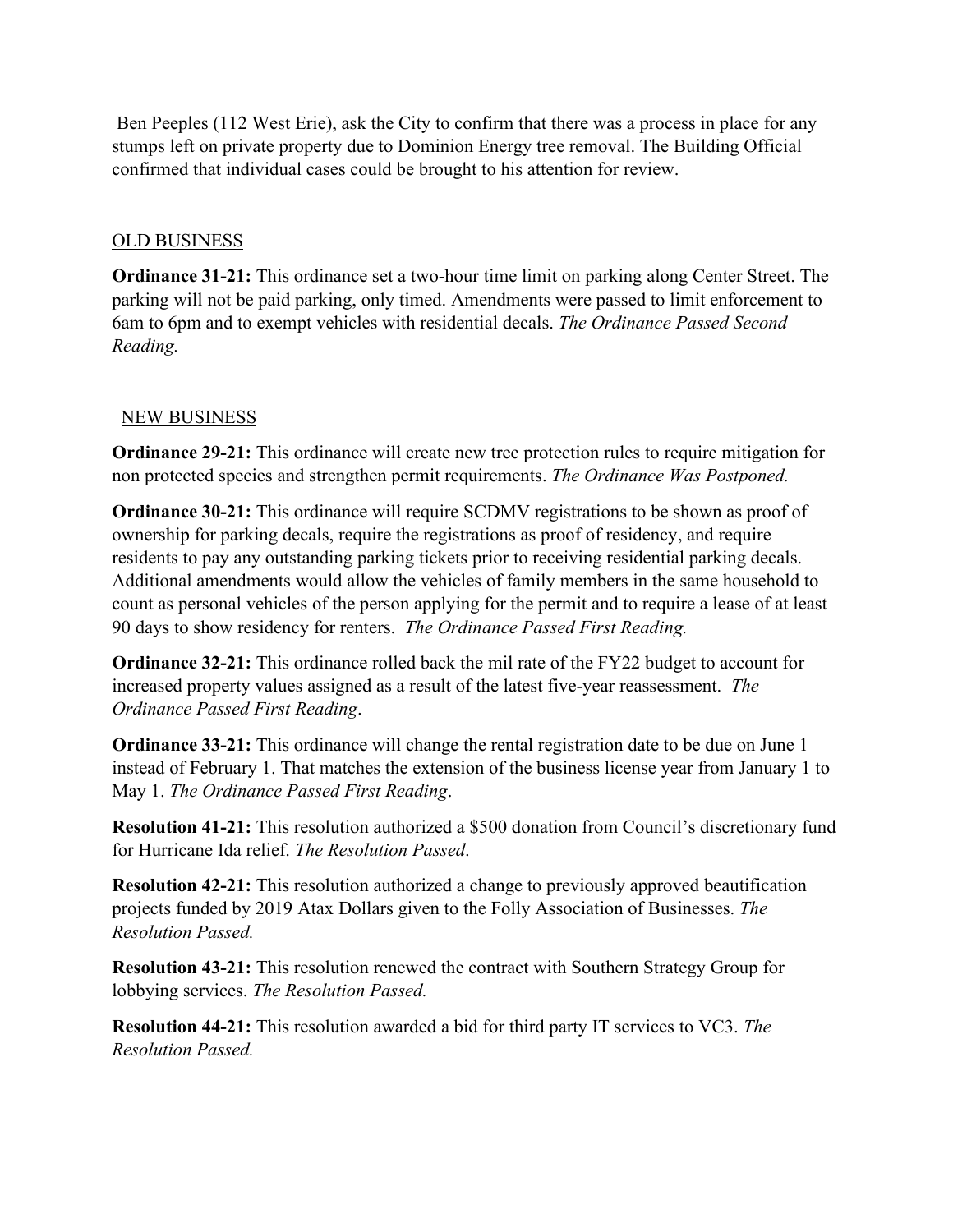Ben Peeples (112 West Erie), ask the City to confirm that there was a process in place for any stumps left on private property due to Dominion Energy tree removal. The Building Official confirmed that individual cases could be brought to his attention for review.

## OLD BUSINESS

**Ordinance 31-21:** This ordinance set a two-hour time limit on parking along Center Street. The parking will not be paid parking, only timed. Amendments were passed to limit enforcement to 6am to 6pm and to exempt vehicles with residential decals. *The Ordinance Passed Second Reading.*

## NEW BUSINESS

**Ordinance 29-21:** This ordinance will create new tree protection rules to require mitigation for non protected species and strengthen permit requirements. *The Ordinance Was Postponed.*

**Ordinance 30-21:** This ordinance will require SCDMV registrations to be shown as proof of ownership for parking decals, require the registrations as proof of residency, and require residents to pay any outstanding parking tickets prior to receiving residential parking decals. Additional amendments would allow the vehicles of family members in the same household to count as personal vehicles of the person applying for the permit and to require a lease of at least 90 days to show residency for renters. *The Ordinance Passed First Reading.*

**Ordinance 32-21:** This ordinance rolled back the mil rate of the FY22 budget to account for increased property values assigned as a result of the latest five-year reassessment. *The Ordinance Passed First Reading*.

**Ordinance 33-21:** This ordinance will change the rental registration date to be due on June 1 instead of February 1. That matches the extension of the business license year from January 1 to May 1. *The Ordinance Passed First Reading*.

**Resolution 41-21:** This resolution authorized a $500 donation from Council's discretionary fund for Hurricane Ida relief. *The Resolution Passed*.

**Resolution 42-21:** This resolution authorized a change to previously approved beautification projects funded by 2019 Atax Dollars given to the Folly Association of Businesses. *The Resolution Passed.*

**Resolution 43-21:** This resolution renewed the contract with Southern Strategy Group for lobbying services. *The Resolution Passed.*

**Resolution 44-21:** This resolution awarded a bid for third party IT services to VC3. *The Resolution Passed.*